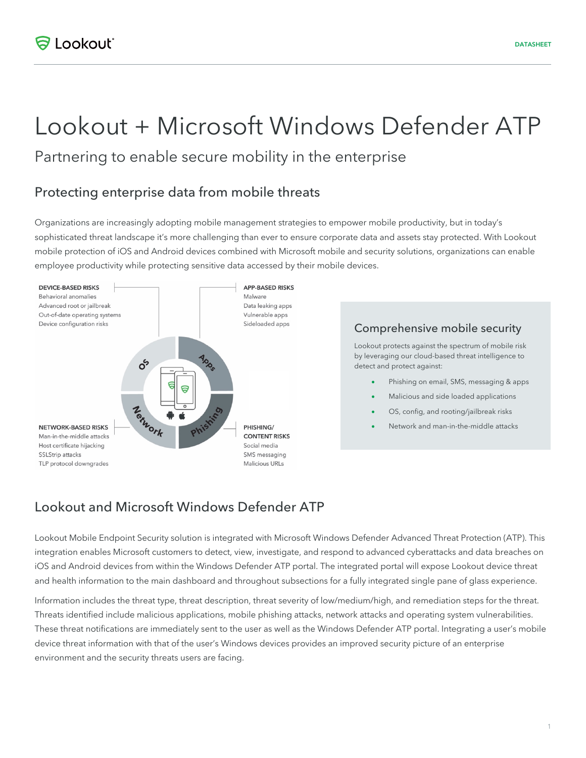# Lookout + Microsoft Windows Defender ATP

## Partnering to enable secure mobility in the enterprise

### Protecting enterprise data from mobile threats

Organizations are increasingly adopting mobile management strategies to empower mobile productivity, but in today's sophisticated threat landscape it's more challenging than ever to ensure corporate data and assets stay protected. With Lookout mobile protection of iOS and Android devices combined with Microsoft mobile and security solutions, organizations can enable employee productivity while protecting sensitive data accessed by their mobile devices.

**DEVICE-BASED RISKS**
Behavioral anomalies
Advanced root or jailbreak
Out-of-date operating systems
Device configuration risks

**APP-BASED RISKS**
Malware
Data leaking apps
Vulnerable apps
Sideloaded apps

**NETWORK-BASED RISKS**
Man-in-the-middle attacks
Host certificate hijacking
SSLStrip attacks
TLP protocol downgrades

**PHISHING/ CONTENT RISKS**
Social media
SMS messaging
Malicious URLs

OS | Apps | Network | Phishing

### Comprehensive mobile security

Lookout protects against the spectrum of mobile risk by leveraging our cloud-based threat intelligence to detect and protect against:

- Phishing on email, SMS, messaging & apps
- Malicious and side loaded applications
- OS, config, and rooting/jailbreak risks
- Network and man-in-the-middle attacks

### Lookout and Microsoft Windows Defender ATP

Lookout Mobile Endpoint Security solution is integrated with Microsoft Windows Defender Advanced Threat Protection (ATP). This integration enables Microsoft customers to detect, view, investigate, and respond to advanced cyberattacks and data breaches on iOS and Android devices from within the Windows Defender ATP portal. The integrated portal will expose Lookout device threat and health information to the main dashboard and throughout subsections for a fully integrated single pane of glass experience.

Information includes the threat type, threat description, threat severity of low/medium/high, and remediation steps for the threat. Threats identified include malicious applications, mobile phishing attacks, network attacks and operating system vulnerabilities. These threat notifications are immediately sent to the user as well as the Windows Defender ATP portal. Integrating a user's mobile device threat information with that of the user's Windows devices provides an improved security picture of an enterprise environment and the security threats users are facing.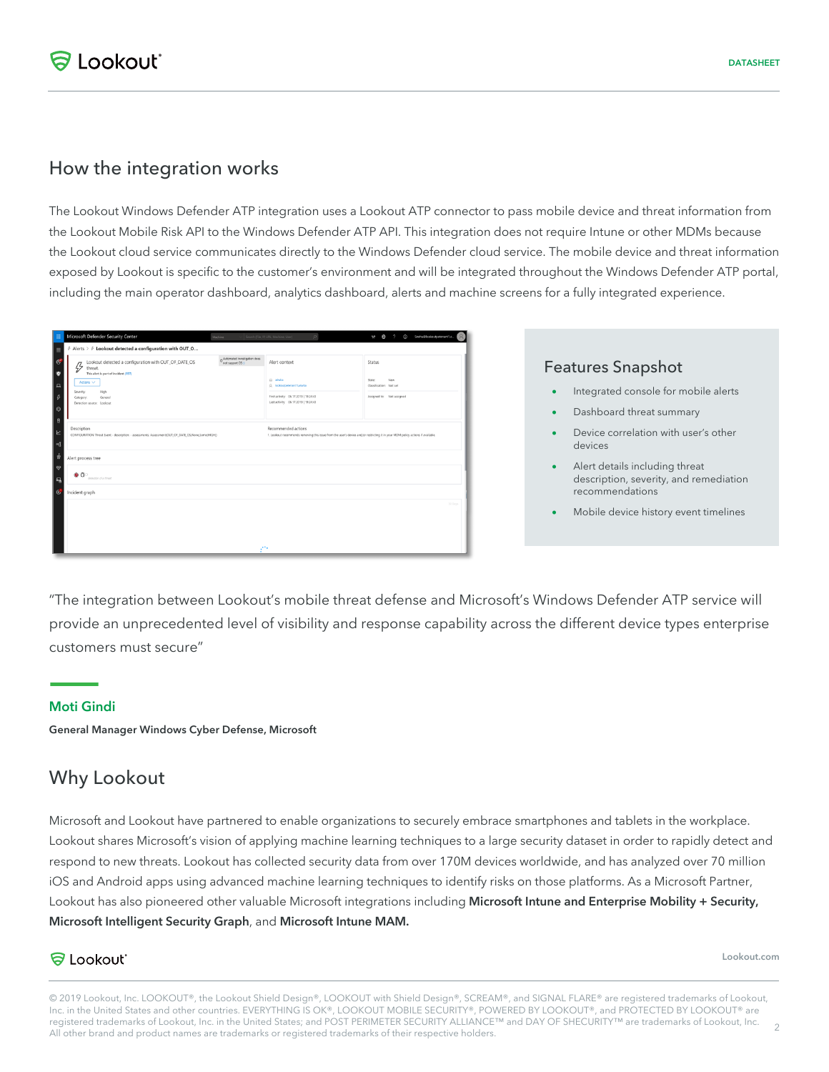## How the integration works

The Lookout Windows Defender ATP integration uses a Lookout ATP connector to pass mobile device and threat information from the Lookout Mobile Risk API to the Windows Defender ATP API. This integration does not require Intune or other MDMs because the Lookout cloud service communicates directly to the Windows Defender cloud service. The mobile device and threat information exposed by Lookout is specific to the customer's environment and will be integrated throughout the Windows Defender ATP portal, including the main operator dashboard, analytics dashboard, alerts and machine screens for a fully integrated experience.

### Features Snapshot

- Integrated console for mobile alerts
- Dashboard threat summary
- Device correlation with user's other devices
- Alert details including threat description, severity, and remediation recommendations
- Mobile device history event timelines

"The integration between Lookout's mobile threat defense and Microsoft's Windows Defender ATP service will provide an unprecedented level of visibility and response capability across the different device types enterprise customers must secure"

**Moti Gindi**

**General Manager Windows Cyber Defense, Microsoft**

## Why Lookout

Microsoft and Lookout have partnered to enable organizations to securely embrace smartphones and tablets in the workplace. Lookout shares Microsoft's vision of applying machine learning techniques to a large security dataset in order to rapidly detect and respond to new threats. Lookout has collected security data from over 170M devices worldwide, and has analyzed over 70 million iOS and Android apps using advanced machine learning techniques to identify risks on those platforms. As a Microsoft Partner, Lookout has also pioneered other valuable Microsoft integrations including **Microsoft Intune and Enterprise Mobility + Security, Microsoft Intelligent Security Graph**, and **Microsoft Intune MAM.**

Lookout.com

© 2019 Lookout, Inc. LOOKOUT®, the Lookout Shield Design®, LOOKOUT with Shield Design®, SCREAM®, and SIGNAL FLARE® are registered trademarks of Lookout, Inc. in the United States and other countries. EVERYTHING IS OK®, LOOKOUT MOBILE SECURITY®, POWERED BY LOOKOUT®, and PROTECTED BY LOOKOUT® are registered trademarks of Lookout, Inc. in the United States; and POST PERIMETER SECURITY ALLIANCE™ and DAY OF SHECURITY™ are trademarks of Lookout, Inc. All other brand and product names are trademarks or registered trademarks of their respective holders.